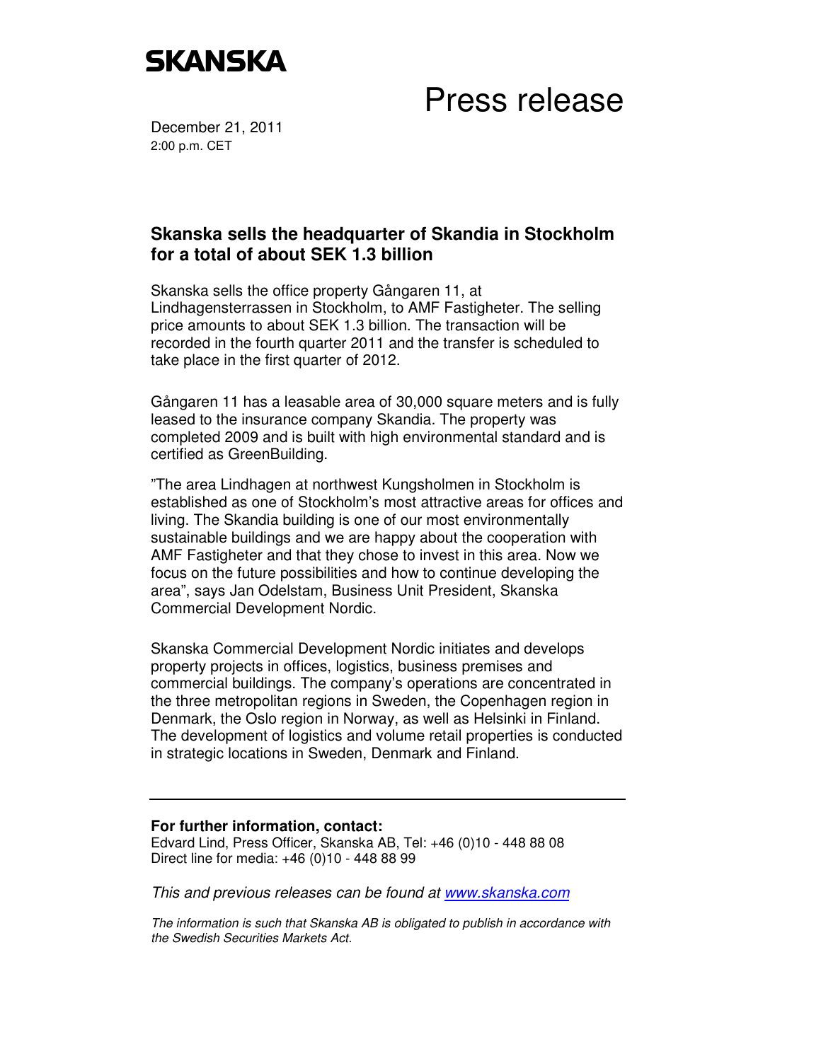SKANSKA

# Press release

December 21, 2011
2:00 p.m. CET

## Skanska sells the headquarter of Skandia in Stockholm for a total of about SEK 1.3 billion

Skanska sells the office property Gångaren 11, at Lindhagensterrassen in Stockholm, to AMF Fastigheter. The selling price amounts to about SEK 1.3 billion. The transaction will be recorded in the fourth quarter 2011 and the transfer is scheduled to take place in the first quarter of 2012.

Gångaren 11 has a leasable area of 30,000 square meters and is fully leased to the insurance company Skandia. The property was completed 2009 and is built with high environmental standard and is certified as GreenBuilding.

"The area Lindhagen at northwest Kungsholmen in Stockholm is established as one of Stockholm's most attractive areas for offices and living. The Skandia building is one of our most environmentally sustainable buildings and we are happy about the cooperation with AMF Fastigheter and that they chose to invest in this area. Now we focus on the future possibilities and how to continue developing the area", says Jan Odelstam, Business Unit President, Skanska Commercial Development Nordic.

Skanska Commercial Development Nordic initiates and develops property projects in offices, logistics, business premises and commercial buildings. The company's operations are concentrated in the three metropolitan regions in Sweden, the Copenhagen region in Denmark, the Oslo region in Norway, as well as Helsinki in Finland. The development of logistics and volume retail properties is conducted in strategic locations in Sweden, Denmark and Finland.

---

**For further information, contact:**
Edvard Lind, Press Officer, Skanska AB, Tel: +46 (0)10 - 448 88 08
Direct line for media: +46 (0)10 - 448 88 99

*This and previous releases can be found at www.skanska.com*

*The information is such that Skanska AB is obligated to publish in accordance with the Swedish Securities Markets Act.*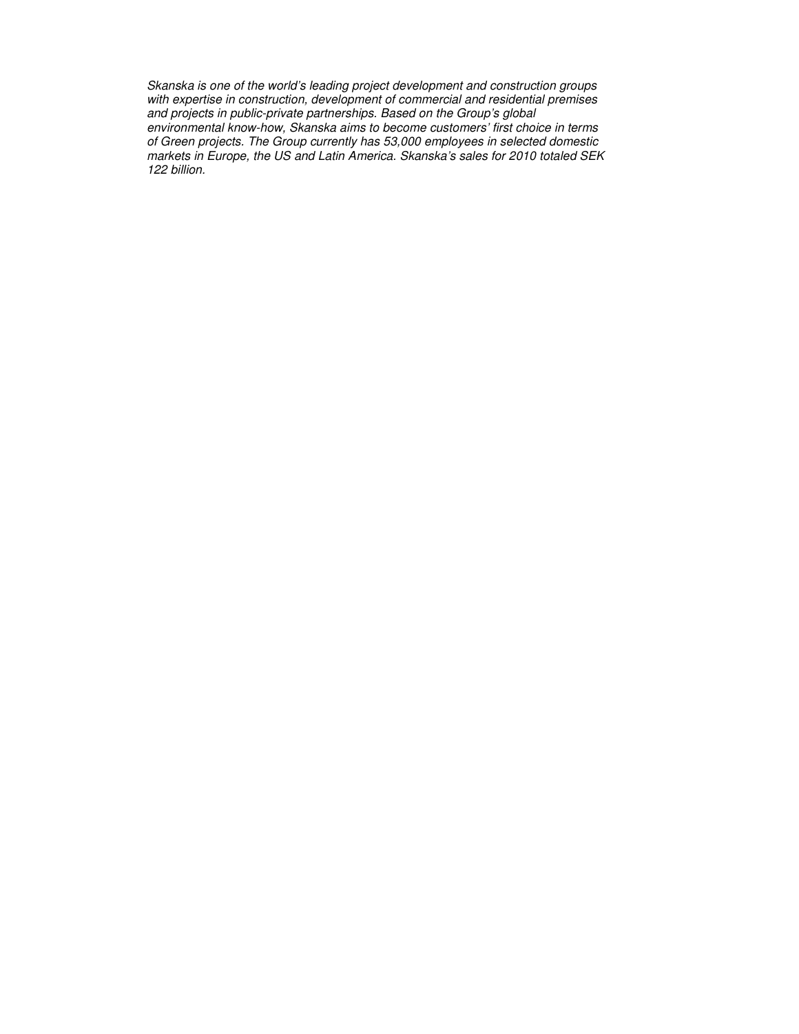*Skanska is one of the world's leading project development and construction groups with expertise in construction, development of commercial and residential premises and projects in public-private partnerships. Based on the Group's global environmental know-how, Skanska aims to become customers' first choice in terms of Green projects. The Group currently has 53,000 employees in selected domestic markets in Europe, the US and Latin America. Skanska's sales for 2010 totaled SEK 122 billion.*